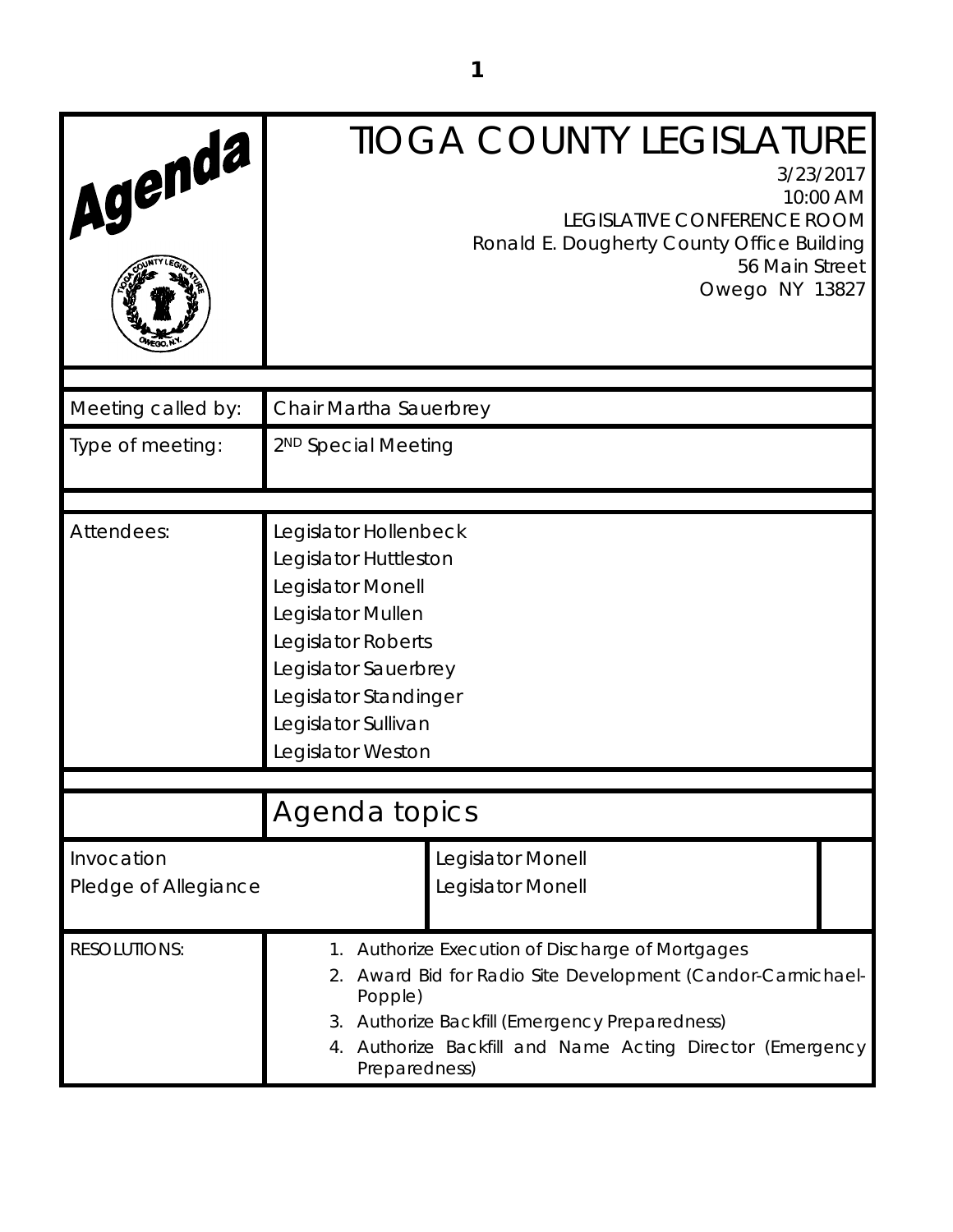# TIOGA COUNTY LEGISLATURE

3/23/2017
10:00 AM
LEGISLATIVE CONFERENCE ROOM
Ronald E. Dougherty County Office Building
56 Main Street
Owego NY 13827

| | |
|---|---|
| Meeting called by: | Chair Martha Sauerbrey |
| Type of meeting: | 2ND Special Meeting |
| Attendees: | Legislator Hollenbeck<br>Legislator Huttleston<br>Legislator Monell<br>Legislator Mullen<br>Legislator Roberts<br>Legislator Sauerbrey<br>Legislator Standinger<br>Legislator Sullivan<br>Legislator Weston |

## Agenda topics

| | |
|---|---|
| Invocation | Legislator Monell |
| Pledge of Allegiance | Legislator Monell |

RESOLUTIONS:

1. Authorize Execution of Discharge of Mortgages
2. Award Bid for Radio Site Development (Candor-Carmichael-Popple)
3. Authorize Backfill (Emergency Preparedness)
4. Authorize Backfill and Name Acting Director (Emergency Preparedness)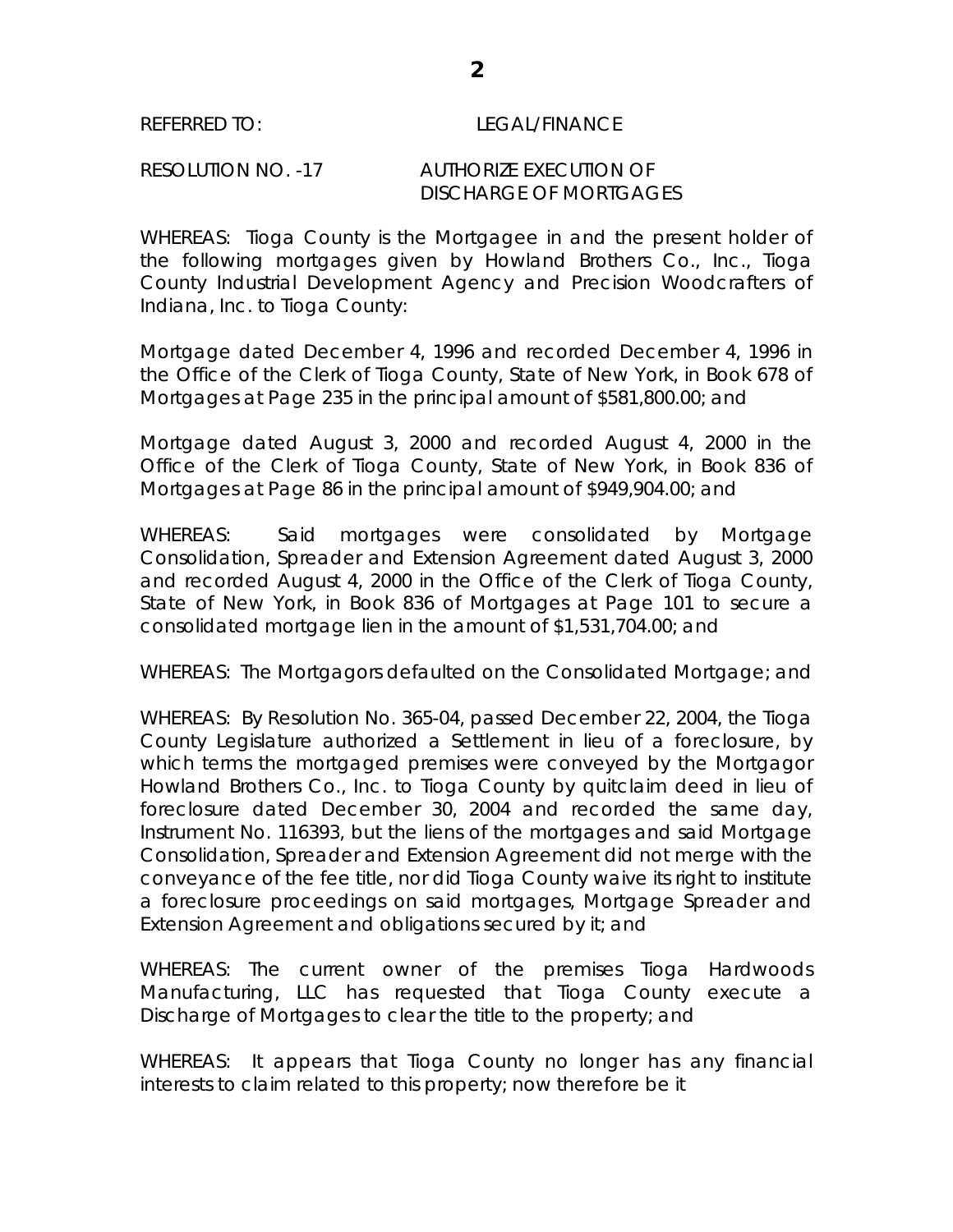REFERRED TO: LEGAL/FINANCE

RESOLUTION NO. -17 AUTHORIZE EXECUTION OF DISCHARGE OF MORTGAGES

WHEREAS: Tioga County is the Mortgagee in and the present holder of the following mortgages given by Howland Brothers Co., Inc., Tioga County Industrial Development Agency and Precision Woodcrafters of Indiana, Inc. to Tioga County:

Mortgage dated December 4, 1996 and recorded December 4, 1996 in the Office of the Clerk of Tioga County, State of New York, in Book 678 of Mortgages at Page 235 in the principal amount of $581,800.00; and

Mortgage dated August 3, 2000 and recorded August 4, 2000 in the Office of the Clerk of Tioga County, State of New York, in Book 836 of Mortgages at Page 86 in the principal amount of $949,904.00; and

WHEREAS: Said mortgages were consolidated by Mortgage Consolidation, Spreader and Extension Agreement dated August 3, 2000 and recorded August 4, 2000 in the Office of the Clerk of Tioga County, State of New York, in Book 836 of Mortgages at Page 101 to secure a consolidated mortgage lien in the amount of $1,531,704.00; and

WHEREAS: The Mortgagors defaulted on the Consolidated Mortgage; and

WHEREAS: By Resolution No. 365-04, passed December 22, 2004, the Tioga County Legislature authorized a Settlement in lieu of a foreclosure, by which terms the mortgaged premises were conveyed by the Mortgagor Howland Brothers Co., Inc. to Tioga County by quitclaim deed in lieu of foreclosure dated December 30, 2004 and recorded the same day, Instrument No. 116393, but the liens of the mortgages and said Mortgage Consolidation, Spreader and Extension Agreement did not merge with the conveyance of the fee title, nor did Tioga County waive its right to institute a foreclosure proceedings on said mortgages, Mortgage Spreader and Extension Agreement and obligations secured by it; and

WHEREAS: The current owner of the premises Tioga Hardwoods Manufacturing, LLC has requested that Tioga County execute a Discharge of Mortgages to clear the title to the property; and

WHEREAS: It appears that Tioga County no longer has any financial interests to claim related to this property; now therefore be it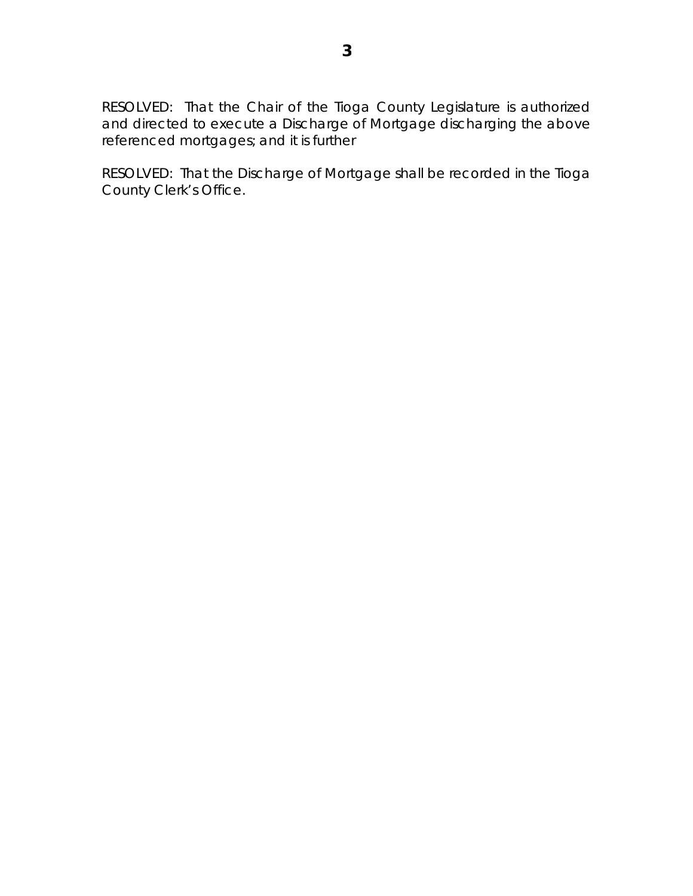RESOLVED: That the Chair of the Tioga County Legislature is authorized and directed to execute a Discharge of Mortgage discharging the above referenced mortgages; and it is further

RESOLVED: That the Discharge of Mortgage shall be recorded in the Tioga County Clerk's Office.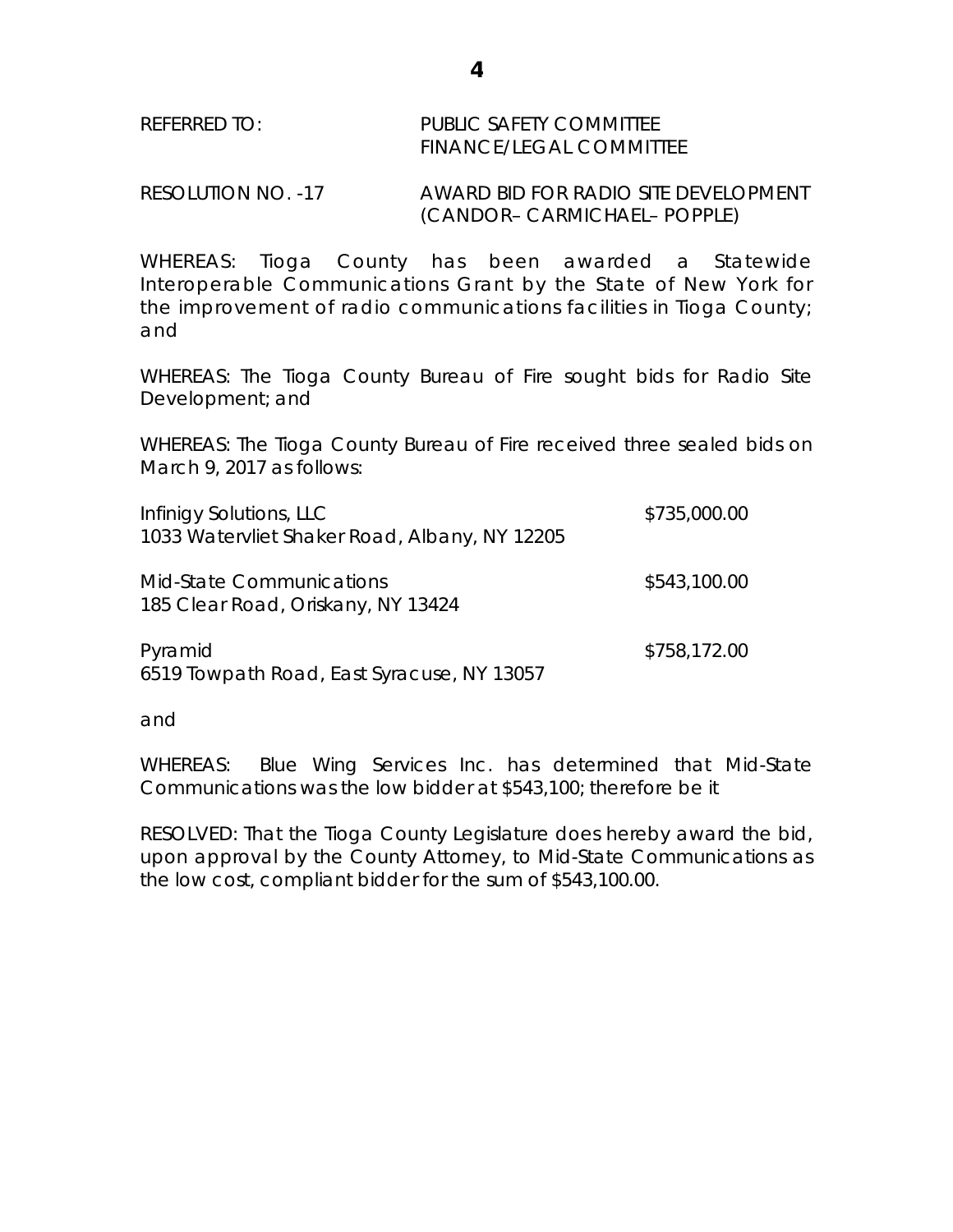REFERRED TO: PUBLIC SAFETY COMMITTEE
FINANCE/LEGAL COMMITTEE

RESOLUTION NO. -17 AWARD BID FOR RADIO SITE DEVELOPMENT
(CANDOR– CARMICHAEL– POPPLE)

WHEREAS: Tioga County has been awarded a Statewide Interoperable Communications Grant by the State of New York for the improvement of radio communications facilities in Tioga County; and

WHEREAS: The Tioga County Bureau of Fire sought bids for Radio Site Development; and

WHEREAS: The Tioga County Bureau of Fire received three sealed bids on March 9, 2017 as follows:

| | |
|---|---|
| Infinigy Solutions, LLC<br>1033 Watervliet Shaker Road, Albany, NY 12205 | \$735,000.00 |
| Mid-State Communications<br>185 Clear Road, Oriskany, NY 13424 | \$543,100.00 |
| Pyramid<br>6519 Towpath Road, East Syracuse, NY 13057 | \$758,172.00 |

and

WHEREAS: Blue Wing Services Inc. has determined that Mid-State Communications was the low bidder at \$543,100; therefore be it

RESOLVED: That the Tioga County Legislature does hereby award the bid, upon approval by the County Attorney, to Mid-State Communications as the low cost, compliant bidder for the sum of \$543,100.00.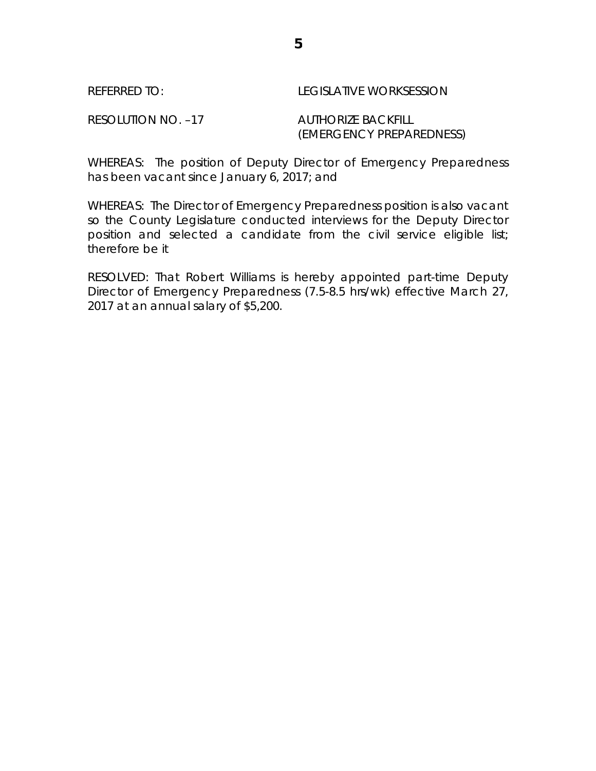REFERRED TO: LEGISLATIVE WORKSESSION

RESOLUTION NO. –17 AUTHORIZE BACKFILL (EMERGENCY PREPAREDNESS)

WHEREAS: The position of Deputy Director of Emergency Preparedness has been vacant since January 6, 2017; and

WHEREAS: The Director of Emergency Preparedness position is also vacant so the County Legislature conducted interviews for the Deputy Director position and selected a candidate from the civil service eligible list; therefore be it

RESOLVED: That Robert Williams is hereby appointed part-time Deputy Director of Emergency Preparedness (7.5-8.5 hrs/wk) effective March 27, 2017 at an annual salary of $5,200.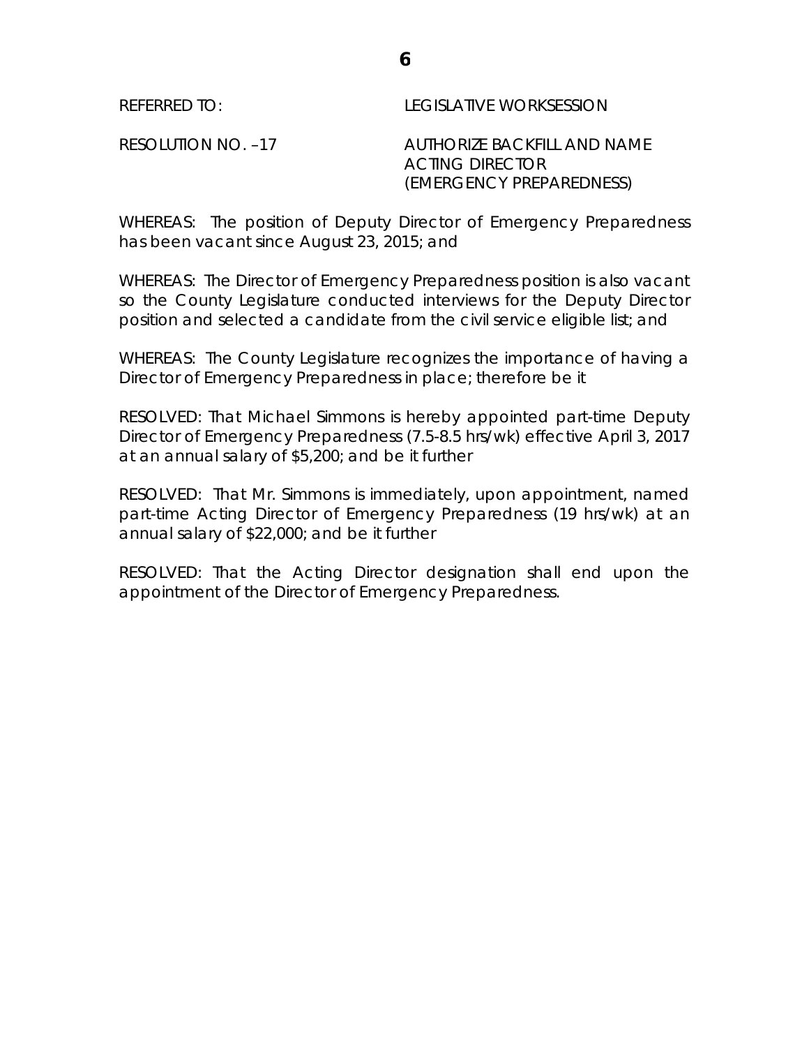REFERRED TO: LEGISLATIVE WORKSESSION

RESOLUTION NO. –17 AUTHORIZE BACKFILL AND NAME ACTING DIRECTOR (EMERGENCY PREPAREDNESS)

WHEREAS: The position of Deputy Director of Emergency Preparedness has been vacant since August 23, 2015; and

WHEREAS: The Director of Emergency Preparedness position is also vacant so the County Legislature conducted interviews for the Deputy Director position and selected a candidate from the civil service eligible list; and

WHEREAS: The County Legislature recognizes the importance of having a Director of Emergency Preparedness in place; therefore be it

RESOLVED: That Michael Simmons is hereby appointed part-time Deputy Director of Emergency Preparedness (7.5-8.5 hrs/wk) effective April 3, 2017 at an annual salary of $5,200; and be it further

RESOLVED: That Mr. Simmons is immediately, upon appointment, named part-time Acting Director of Emergency Preparedness (19 hrs/wk) at an annual salary of $22,000; and be it further

RESOLVED: That the Acting Director designation shall end upon the appointment of the Director of Emergency Preparedness.